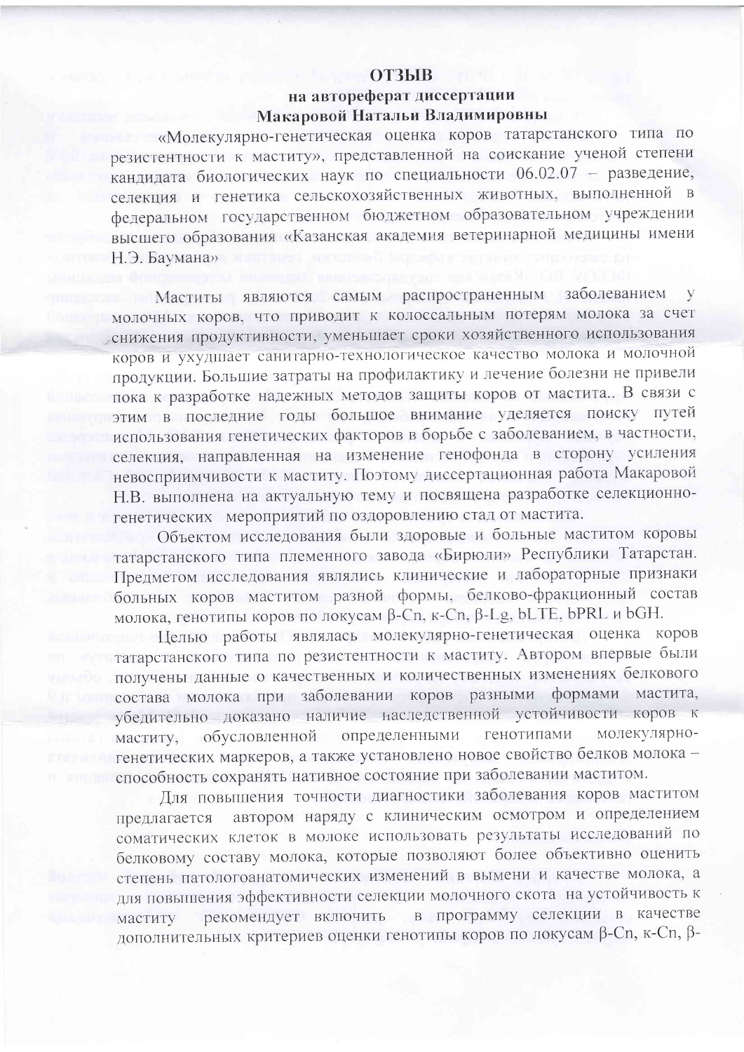**ОТЗЫВ**

**на автореферат диссертации**

**Макаровой Натальи Владимировны**

«Молекулярно-генетическая оценка коров татарстанского типа по резистентности к маститу», представленной на соискание ученой степени кандидата биологических наук по специальности 06.02.07 – разведение, селекция и генетика сельскохозяйственных животных, выполненной в федеральном государственном бюджетном образовательном учреждении высшего образования «Казанская академия ветеринарной медицины имени Н.Э. Баумана»

Маститы являются самым распространенным заболеванием у молочных коров, что приводит к колоссальным потерям молока за счет снижения продуктивности, уменьшает сроки хозяйственного использования коров и ухудшает санитарно-технологическое качество молока и молочной продукции. Большие затраты на профилактику и лечение болезни не привели пока к разработке надежных методов защиты коров от мастита.. В связи с этим в последние годы большое внимание уделяется поиску путей использования генетических факторов в борьбе с заболеванием, в частности, селекция, направленная на изменение генофонда в сторону усиления невосприимчивости к маститу. Поэтому диссертационная работа Макаровой Н.В. выполнена на актуальную тему и посвящена разработке селекционно-генетических мероприятий по оздоровлению стад от мастита.

Объектом исследования были здоровые и больные маститом коровы татарстанского типа племенного завода «Бирюли» Республики Татарстан. Предметом исследования являлись клинические и лабораторные признаки больных коров маститом разной формы, белково-фракционный состав молока, генотипы коров по локусам β-Cn, к-Cn, β-Lg, bLTE, bPRL и bGH.

Целью работы являлась молекулярно-генетическая оценка коров татарстанского типа по резистентности к маститу. Автором впервые были получены данные о качественных и количественных изменениях белкового состава молока при заболевании коров разными формами мастита, убедительно доказано наличие наследственной устойчивости коров к маститу, обусловленной определенными генотипами молекулярно-генетических маркеров, а также установлено новое свойство белков молока – способность сохранять нативное состояние при заболевании маститом.

Для повышения точности диагностики заболевания коров маститом предлагается автором наряду с клиническим осмотром и определением соматических клеток в молоке использовать результаты исследований по белковому составу молока, которые позволяют более объективно оценить степень патологоанатомических изменений в вымени и качестве молока, а для повышения эффективности селекции молочного скота на устойчивость к маститу рекомендует включить в программу селекции в качестве дополнительных критериев оценки генотипы коров по локусам β-Cn, к-Cn, β-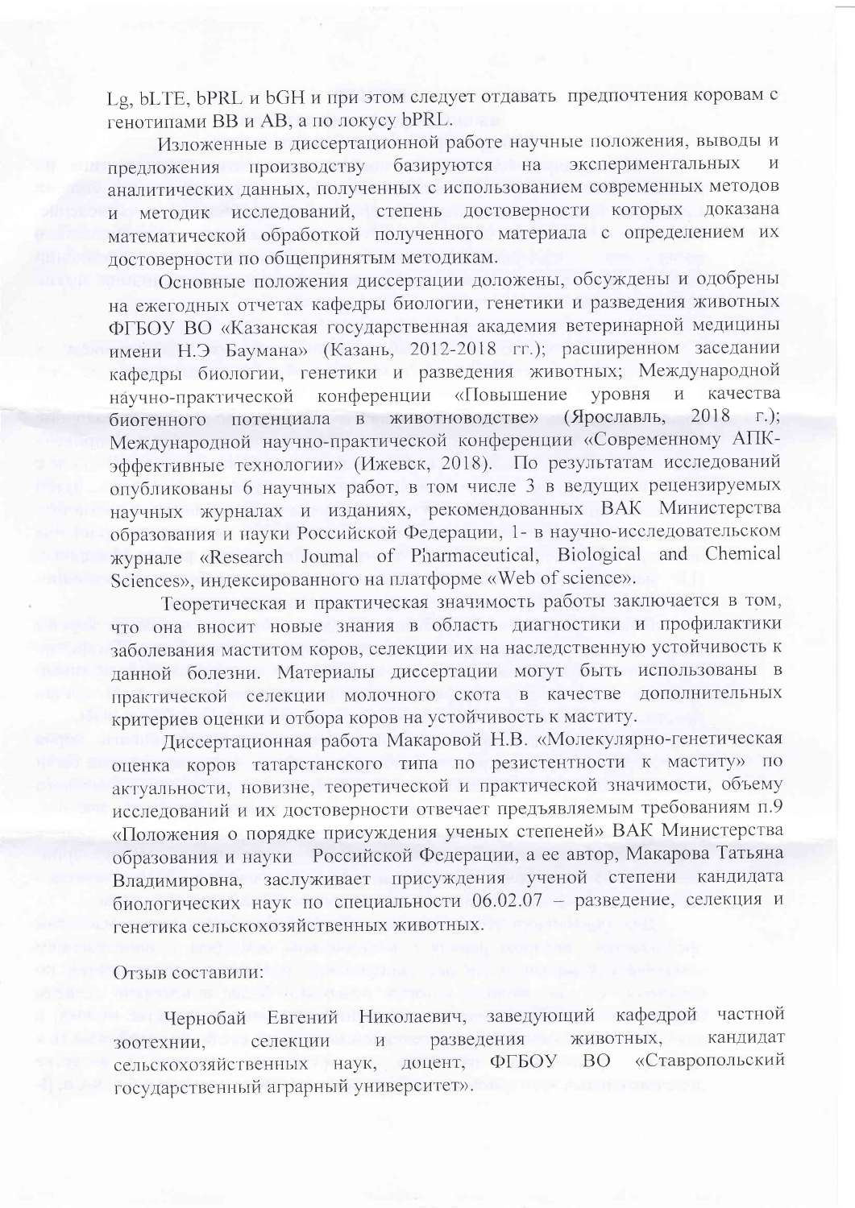Lg, bLTE, bPRL и bGH и при этом следует отдавать предпочтения коровам с генотипами BB и AB, а по локусу bPRL.

Изложенные в диссертационной работе научные положения, выводы и предложения производству базируются на экспериментальных и аналитических данных, полученных с использованием современных методов и методик исследований, степень достоверности которых доказана математической обработкой полученного материала с определением их достоверности по общепринятым методикам.

Основные положения диссертации доложены, обсуждены и одобрены на ежегодных отчетах кафедры биологии, генетики и разведения животных ФГБОУ ВО «Казанская государственная академия ветеринарной медицины имени Н.Э Баумана» (Казань, 2012-2018 гг.); расширенном заседании кафедры биологии, генетики и разведения животных; Международной научно-практической конференции «Повышение уровня и качества биогенного потенциала в животноводстве» (Ярославль, 2018 г.); Международной научно-практической конференции «Современному АПК-эффективные технологии» (Ижевск, 2018). По результатам исследований опубликованы 6 научных работ, в том числе 3 в ведущих рецензируемых научных журналах и изданиях, рекомендованных ВАК Министерства образования и науки Российской Федерации, 1- в научно-исследовательском журнале «Research Joumal of Pharmaceutical, Biological and Chemical Sciences», индексированного на платформе «Web of science».

Теоретическая и практическая значимость работы заключается в том, что она вносит новые знания в область диагностики и профилактики заболевания маститом коров, селекции их на наследственную устойчивость к данной болезни. Материалы диссертации могут быть использованы в практической селекции молочного скота в качестве дополнительных критериев оценки и отбора коров на устойчивость к маститу.

Диссертационная работа Макаровой Н.В. «Молекулярно-генетическая оценка коров татарстанского типа по резистентности к маститу» по актуальности, новизне, теоретической и практической значимости, объему исследований и их достоверности отвечает предъявляемым требованиям п.9 «Положения о порядке присуждения ученых степеней» ВАК Министерства образования и науки Российской Федерации, а ее автор, Макарова Татьяна Владимировна, заслуживает присуждения ученой степени кандидата биологических наук по специальности 06.02.07 – разведение, селекция и генетика сельскохозяйственных животных.

Отзыв составили:

Чернобай Евгений Николаевич, заведующий кафедрой частной зоотехнии, селекции и разведения животных, кандидат сельскохозяйственных наук, доцент, ФГБОУ ВО «Ставропольский государственный аграрный университет».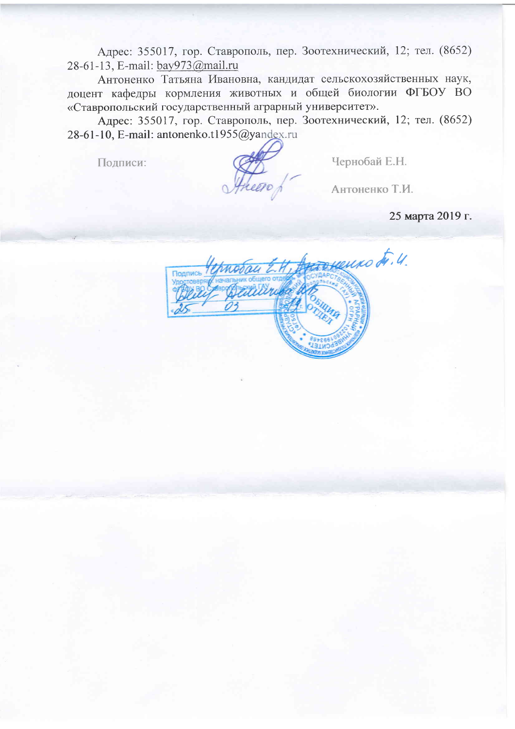Адрес: 355017, гор. Ставрополь, пер. Зоотехнический, 12; тел. (8652) 28-61-13, E-mail: bay973@mail.ru

Антоненко Татьяна Ивановна, кандидат сельскохозяйственных наук, доцент кафедры кормления животных и общей биологии ФГБОУ ВО «Ставропольский государственный аграрный университет».

Адрес: 355017, гор. Ставрополь, пер. Зоотехнический, 12; тел. (8652) 28-61-10, E-mail: antonenko.t1955@yandex.ru

Подписи: Чернобай Е.Н.

Антоненко Т.И.

25 марта 2019 г.

Подпись Чернобай Е.Н, Антоненко Т.И.

Удостоверяю: начальник общего отдела ФГБОУ ВО Ставропольский ГАУ

«25» 03 г.